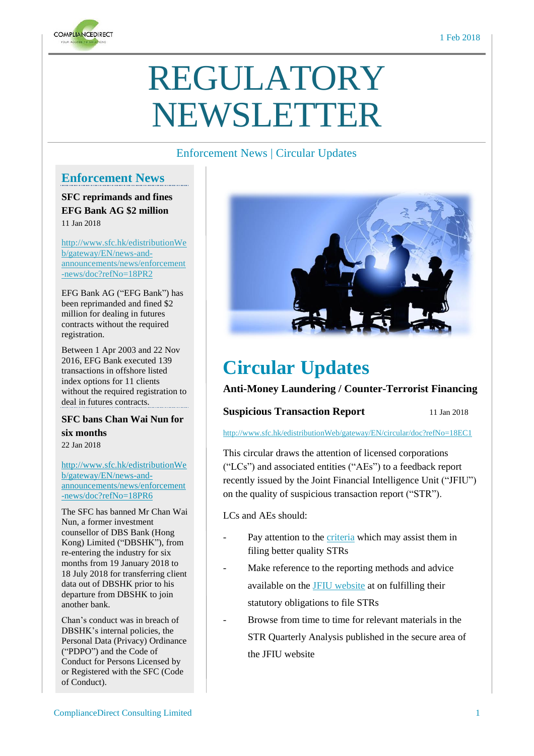1 Feb 2018

# REGULATORY NEWSLETTER

Enforcement News | Circular Updates

## Enforcement News

### SFC reprimands and fines EFG Bank AG $2 million

11 Jan 2018

http://www.sfc.hk/edistributionWeb/gateway/EN/news-and-announcements/news/enforcement-news/doc?refNo=18PR2

EFG Bank AG ("EFG Bank") has been reprimanded and fined $2 million for dealing in futures contracts without the required registration.

Between 1 Apr 2003 and 22 Nov 2016, EFG Bank executed 139 transactions in offshore listed index options for 11 clients without the required registration to deal in futures contracts.

### SFC bans Chan Wai Nun for six months

22 Jan 2018

http://www.sfc.hk/edistributionWeb/gateway/EN/news-and-announcements/news/enforcement-news/doc?refNo=18PR6

The SFC has banned Mr Chan Wai Nun, a former investment counsellor of DBS Bank (Hong Kong) Limited ("DBSHK"), from re-entering the industry for six months from 19 January 2018 to 18 July 2018 for transferring client data out of DBSHK prior to his departure from DBSHK to join another bank.

Chan's conduct was in breach of DBSHK's internal policies, the Personal Data (Privacy) Ordinance ("PDPO") and the Code of Conduct for Persons Licensed by or Registered with the SFC (Code of Conduct).

## Circular Updates

### Anti-Money Laundering / Counter-Terrorist Financing

**Suspicious Transaction Report** 11 Jan 2018

http://www.sfc.hk/edistributionWeb/gateway/EN/circular/doc?refNo=18EC1

This circular draws the attention of licensed corporations ("LCs") and associated entities ("AEs") to a feedback report recently issued by the Joint Financial Intelligence Unit ("JFIU") on the quality of suspicious transaction report ("STR").

LCs and AEs should:

- Pay attention to the criteria which may assist them in filing better quality STRs
- Make reference to the reporting methods and advice available on the JFIU website at on fulfilling their statutory obligations to file STRs
- Browse from time to time for relevant materials in the STR Quarterly Analysis published in the secure area of the JFIU website

ComplianceDirect Consulting Limited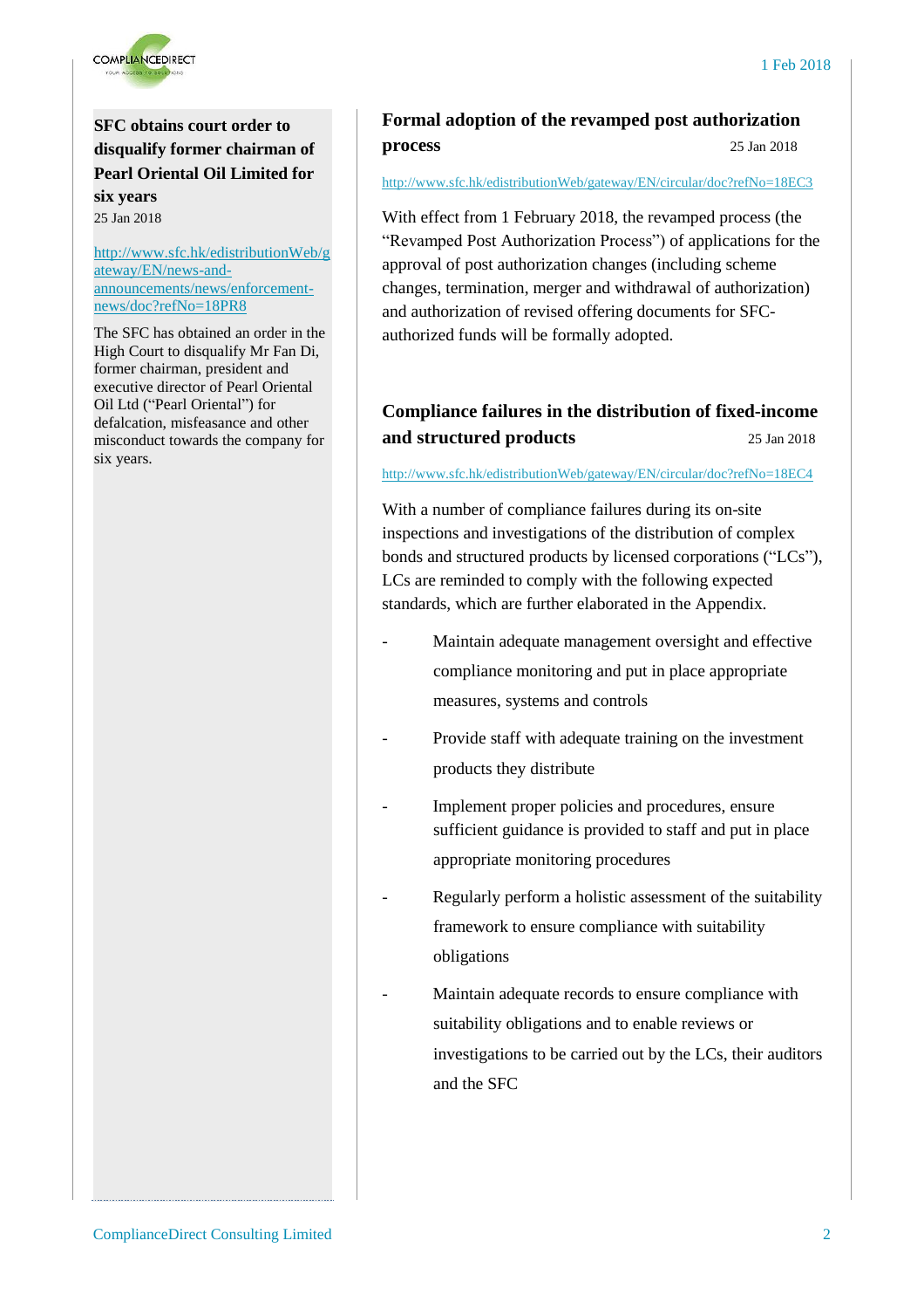## SFC obtains court order to disqualify former chairman of Pearl Oriental Oil Limited for six years

25 Jan 2018

http://www.sfc.hk/edistributionWeb/gateway/EN/news-and-announcements/news/enforcement-news/doc?refNo=18PR8

The SFC has obtained an order in the High Court to disqualify Mr Fan Di, former chairman, president and executive director of Pearl Oriental Oil Ltd ("Pearl Oriental") for defalcation, misfeasance and other misconduct towards the company for six years.

## Formal adoption of the revamped post authorization process

25 Jan 2018

http://www.sfc.hk/edistributionWeb/gateway/EN/circular/doc?refNo=18EC3

With effect from 1 February 2018, the revamped process (the "Revamped Post Authorization Process") of applications for the approval of post authorization changes (including scheme changes, termination, merger and withdrawal of authorization) and authorization of revised offering documents for SFC-authorized funds will be formally adopted.

## Compliance failures in the distribution of fixed-income and structured products

25 Jan 2018

http://www.sfc.hk/edistributionWeb/gateway/EN/circular/doc?refNo=18EC4

With a number of compliance failures during its on-site inspections and investigations of the distribution of complex bonds and structured products by licensed corporations ("LCs"), LCs are reminded to comply with the following expected standards, which are further elaborated in the Appendix.

- Maintain adequate management oversight and effective compliance monitoring and put in place appropriate measures, systems and controls
- Provide staff with adequate training on the investment products they distribute
- Implement proper policies and procedures, ensure sufficient guidance is provided to staff and put in place appropriate monitoring procedures
- Regularly perform a holistic assessment of the suitability framework to ensure compliance with suitability obligations
- Maintain adequate records to ensure compliance with suitability obligations and to enable reviews or investigations to be carried out by the LCs, their auditors and the SFC